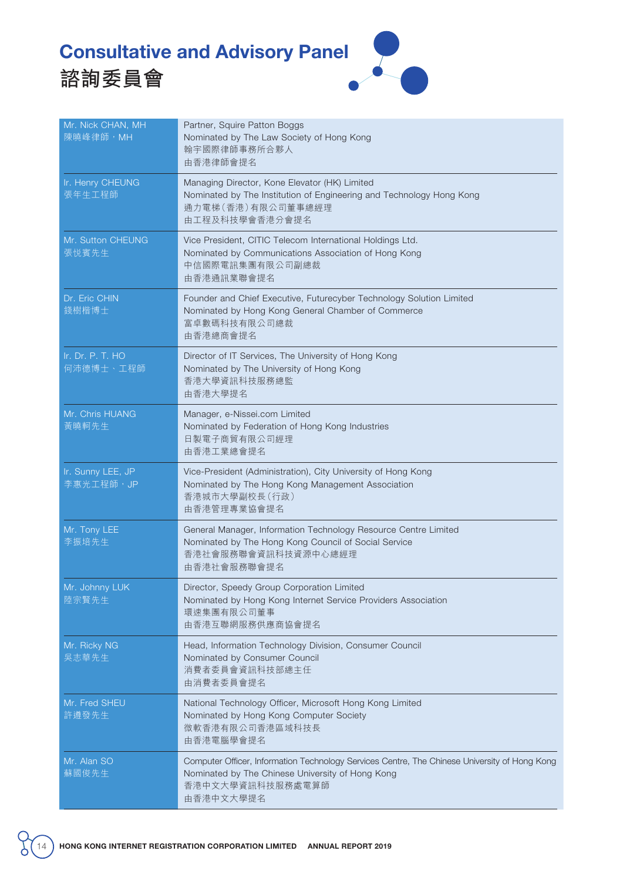# Consultative and Advisory Panel
# 諮詢委員會

| | |
|---|---|
| Mr. Nick CHAN, MH<br>陳曉峰律師，MH | Partner, Squire Patton Boggs<br>Nominated by The Law Society of Hong Kong<br>翰宇國際律師事務所合夥人<br>由香港律師會提名 |
| Ir. Henry CHEUNG<br>張年生工程師 | Managing Director, Kone Elevator (HK) Limited<br>Nominated by The Institution of Engineering and Technology Hong Kong<br>通力電梯（香港）有限公司董事總經理<br>由工程及科技學會香港分會提名 |
| Mr. Sutton CHEUNG<br>張悅賓先生 | Vice President, CITIC Telecom International Holdings Ltd.<br>Nominated by Communications Association of Hong Kong<br>中信國際電訊集團有限公司副總裁<br>由香港通訊業聯會提名 |
| Dr. Eric CHIN<br>錢樹楷博士 | Founder and Chief Executive, Futurecyber Technology Solution Limited<br>Nominated by Hong Kong General Chamber of Commerce<br>富卓數碼科技有限公司總裁<br>由香港總商會提名 |
| Ir. Dr. P. T. HO<br>何沛德博士、工程師 | Director of IT Services, The University of Hong Kong<br>Nominated by The University of Hong Kong<br>香港大學資訊科技服務總監<br>由香港大學提名 |
| Mr. Chris HUANG<br>黃曉軻先生 | Manager, e-Nissei.com Limited<br>Nominated by Federation of Hong Kong Industries<br>日製電子商貿有限公司經理<br>由香港工業總會提名 |
| Ir. Sunny LEE, JP<br>李惠光工程師，JP | Vice-President (Administration), City University of Hong Kong<br>Nominated by The Hong Kong Management Association<br>香港城市大學副校長（行政）<br>由香港管理專業協會提名 |
| Mr. Tony LEE<br>李振培先生 | General Manager, Information Technology Resource Centre Limited<br>Nominated by The Hong Kong Council of Social Service<br>香港社會服務聯會資訊科技資源中心總經理<br>由香港社會服務聯會提名 |
| Mr. Johnny LUK<br>陸宗賢先生 | Director, Speedy Group Corporation Limited<br>Nominated by Hong Kong Internet Service Providers Association<br>環速集團有限公司董事<br>由香港互聯網服務供應商協會提名 |
| Mr. Ricky NG<br>吳志華先生 | Head, Information Technology Division, Consumer Council<br>Nominated by Consumer Council<br>消費者委員會資訊科技部總主任<br>由消費者委員會提名 |
| Mr. Fred SHEU<br>許遵發先生 | National Technology Officer, Microsoft Hong Kong Limited<br>Nominated by Hong Kong Computer Society<br>微軟香港有限公司香港區域科技長<br>由香港電腦學會提名 |
| Mr. Alan SO<br>蘇國俊先生 | Computer Officer, Information Technology Services Centre, The Chinese University of Hong Kong<br>Nominated by The Chinese University of Hong Kong<br>香港中文大學資訊科技服務處電算師<br>由香港中文大學提名 |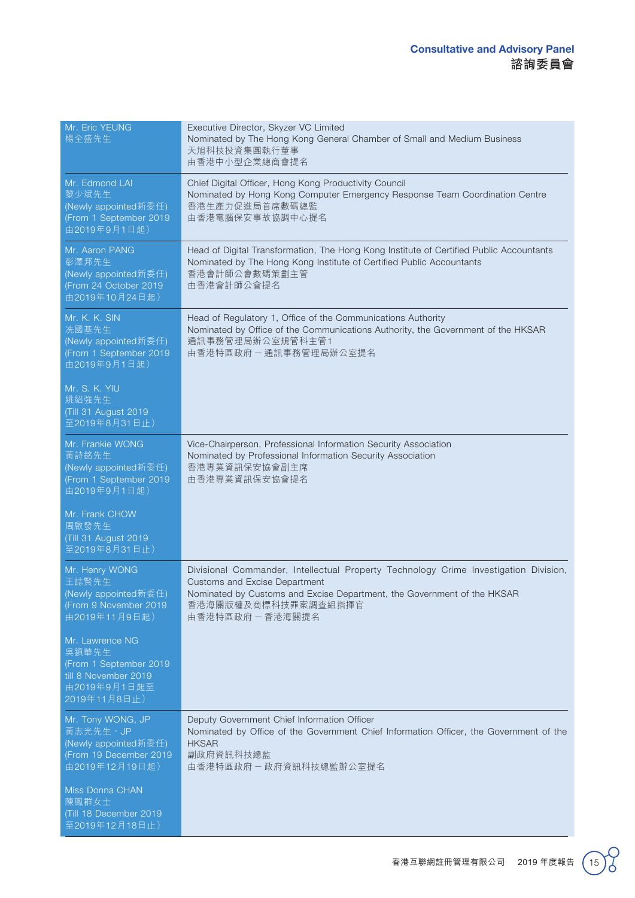| | |
|---|---|
| Mr. Eric YEUNG<br>楊全盛先生 | Executive Director, Skyzer VC Limited<br>Nominated by The Hong Kong General Chamber of Small and Medium Business<br>天旭科技投資集團執行董事<br>由香港中小型企業總商會提名 |
| Mr. Edmond LAI<br>黎少斌先生<br>(Newly appointed新委任)<br>(From 1 September 2019<br>由2019年9月1日起) | Chief Digital Officer, Hong Kong Productivity Council<br>Nominated by Hong Kong Computer Emergency Response Team Coordination Centre<br>香港生產力促進局首席數碼總監<br>由香港電腦保安事故協調中心提名 |
| Mr. Aaron PANG<br>彭澤邦先生<br>(Newly appointed新委任)<br>(From 24 October 2019<br>由2019年10月24日起) | Head of Digital Transformation, The Hong Kong Institute of Certified Public Accountants<br>Nominated by The Hong Kong Institute of Certified Public Accountants<br>香港會計師公會數碼策劃主管<br>由香港會計師公會提名 |
| Mr. K. K. SIN<br>冼國基先生<br>(Newly appointed新委任)<br>(From 1 September 2019<br>由2019年9月1日起)<br><br>Mr. S. K. YIU<br>姚紹強先生<br>(Till 31 August 2019<br>至2019年8月31日止) | Head of Regulatory 1, Office of the Communications Authority<br>Nominated by Office of the Communications Authority, the Government of the HKSAR<br>通訊事務管理局辦公室規管科主管1<br>由香港特區政府－通訊事務管理局辦公室提名 |
| Mr. Frankie WONG<br>黃詩銘先生<br>(Newly appointed新委任)<br>(From 1 September 2019<br>由2019年9月1日起)<br><br>Mr. Frank CHOW<br>周啟發先生<br>(Till 31 August 2019<br>至2019年8月31日止) | Vice-Chairperson, Professional Information Security Association<br>Nominated by Professional Information Security Association<br>香港專業資訊保安協會副主席<br>由香港專業資訊保安協會提名 |
| Mr. Henry WONG<br>王誌賢先生<br>(Newly appointed新委任)<br>(From 9 November 2019<br>由2019年11月9日起)<br><br>Mr. Lawrence NG<br>吳鎮華先生<br>(From 1 September 2019<br>till 8 November 2019<br>由2019年9月1日起至<br>2019年11月8日止) | Divisional Commander, Intellectual Property Technology Crime Investigation Division, Customs and Excise Department<br>Nominated by Customs and Excise Department, the Government of the HKSAR<br>香港海關版權及商標科技罪案調查組指揮官<br>由香港特區政府－香港海關提名 |
| Mr. Tony WONG, JP<br>黃志光先生，JP<br>(Newly appointed新委任)<br>(From 19 December 2019<br>由2019年12月19日起)<br><br>Miss Donna CHAN<br>陳鳳群女士<br>(Till 18 December 2019<br>至2019年12月18日止) | Deputy Government Chief Information Officer<br>Nominated by Office of the Government Chief Information Officer, the Government of the HKSAR<br>副政府資訊科技總監<br>由香港特區政府－政府資訊科技總監辦公室提名 |